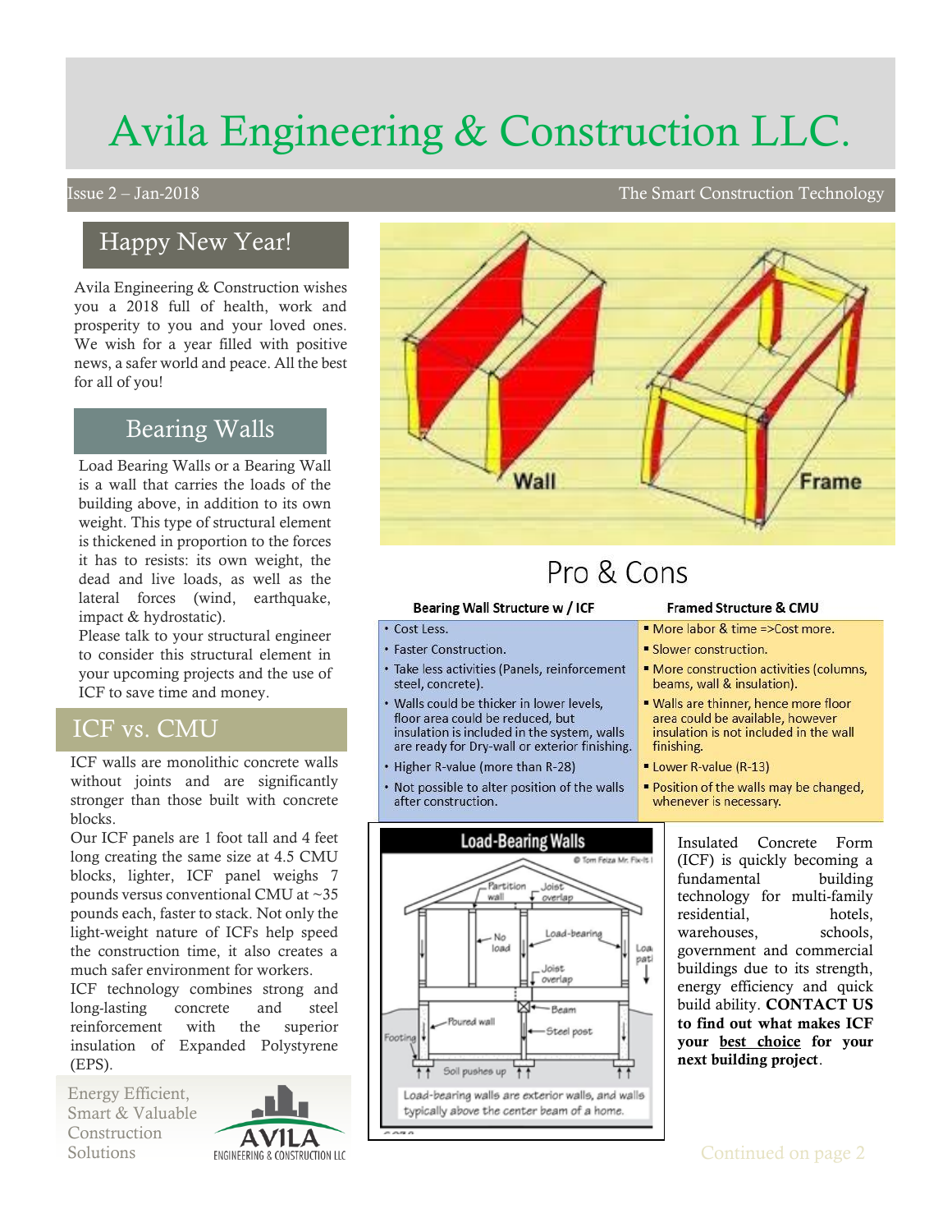# Avila Engineering & Construction LLC.

Issue 2 – Jan-2018 — The Smart Construction Technology

## Happy New Year!

Avila Engineering & Construction wishes you a 2018 full of health, work and prosperity to you and your loved ones. We wish for a year filled with positive news, a safer world and peace. All the best for all of you!

## Bearing Walls

Load Bearing Walls or a Bearing Wall is a wall that carries the loads of the building above, in addition to its own weight. This type of structural element is thickened in proportion to the forces it has to resists: its own weight, the dead and live loads, as well as the lateral forces (wind, earthquake, impact & hydrostatic).

Please talk to your structural engineer to consider this structural element in your upcoming projects and the use of ICF to save time and money.

## ICF vs. CMU

ICF walls are monolithic concrete walls without joints and are significantly stronger than those built with concrete blocks.

Our ICF panels are 1 foot tall and 4 feet long creating the same size at 4.5 CMU blocks, lighter, ICF panel weighs 7 pounds versus conventional CMU at ~35 pounds each, faster to stack. Not only the light-weight nature of ICFs help speed the construction time, it also creates a much safer environment for workers.

ICF technology combines strong and long-lasting concrete and steel reinforcement with the superior insulation of Expanded Polystyrene (EPS).

Energy Efficient, Smart & Valuable Construction Solutions

AVILA ENGINEERING & CONSTRUCTION LLC

Wall — Frame

## Pro & Cons

| Bearing Wall Structure w / ICF | Framed Structure & CMU |
|---|---|
| • Cost Less. | ▪ More labor & time =>Cost more. |
| • Faster Construction. | ▪ Slower construction. |
| • Take less activities (Panels, reinforcement steel, concrete). | ▪ More construction activities (columns, beams, wall & insulation). |
| • Walls could be thicker in lower levels, floor area could be reduced, but insulation is included in the system, walls are ready for Dry-wall or exterior finishing. | ▪ Walls are thinner, hence more floor area could be available, however insulation is not included in the wall finishing. |
| • Higher R-value (more than R-28) | ▪ Lower R-value (R-13) |
| • Not possible to alter position of the walls after construction. | ▪ Position of the walls may be changed, whenever is necessary. |

**Load-Bearing Walls**

Load-bearing walls are exterior walls, and walls typically above the center beam of a home.

Insulated Concrete Form (ICF) is quickly becoming a fundamental building technology for multi-family residential, hotels, warehouses, schools, government and commercial buildings due to its strength, energy efficiency and quick build ability. **CONTACT US to find out what makes ICF your <u>best choice</u> for your next building project**.

Continued on page 2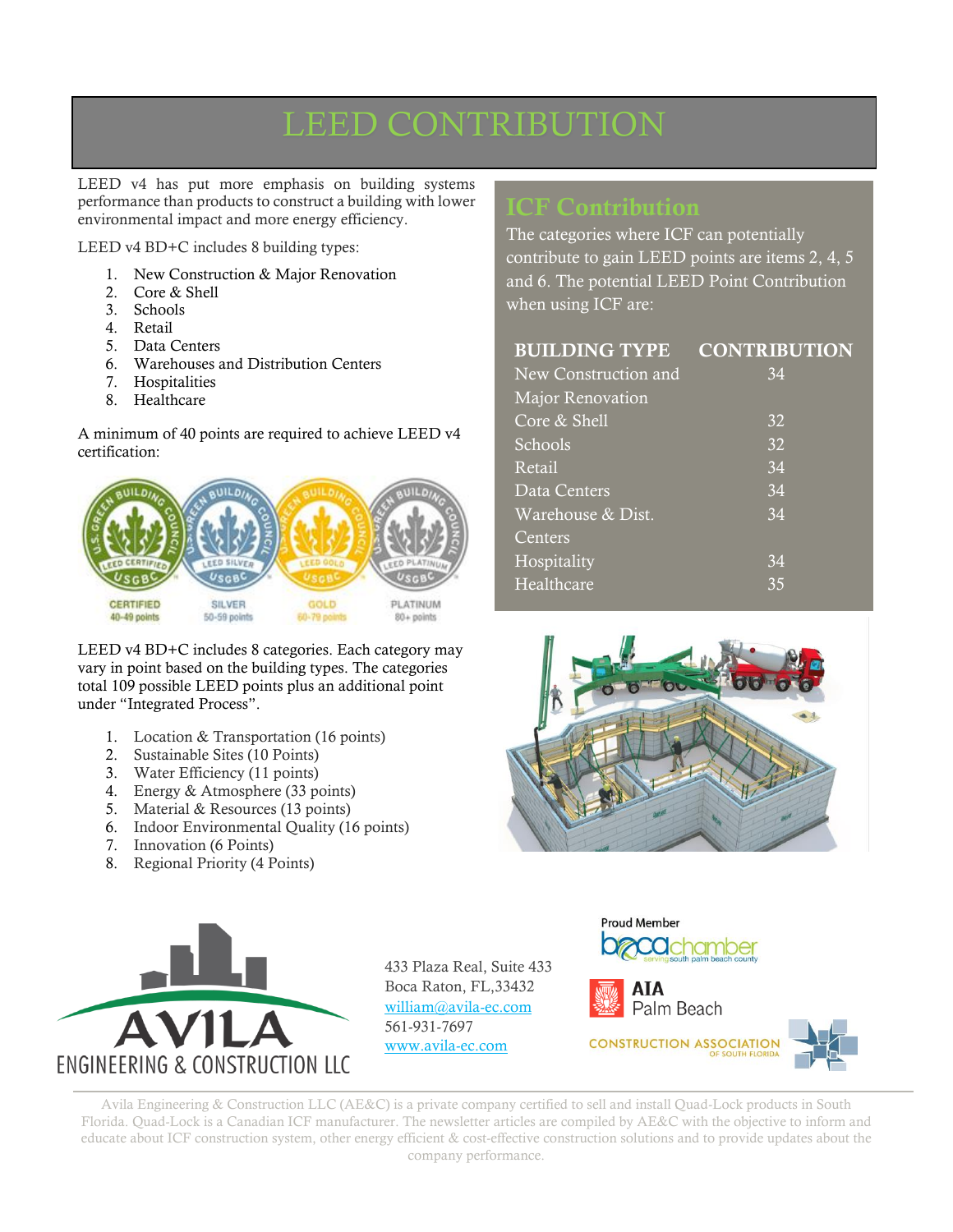# LEED CONTRIBUTION

LEED v4 has put more emphasis on building systems performance than products to construct a building with lower environmental impact and more energy efficiency.

LEED v4 BD+C includes 8 building types:

1. New Construction & Major Renovation
2. Core & Shell
3. Schools
4. Retail
5. Data Centers
6. Warehouses and Distribution Centers
7. Hospitalities
8. Healthcare

A minimum of 40 points are required to achieve LEED v4 certification:

CERTIFIED 40-49 points
SILVER 50-59 points
GOLD 60-79 points
PLATINUM 80+ points

LEED v4 BD+C includes 8 categories. Each category may vary in point based on the building types. The categories total 109 possible LEED points plus an additional point under "Integrated Process".

1. Location & Transportation (16 points)
2. Sustainable Sites (10 Points)
3. Water Efficiency (11 points)
4. Energy & Atmosphere (33 points)
5. Material & Resources (13 points)
6. Indoor Environmental Quality (16 points)
7. Innovation (6 Points)
8. Regional Priority (4 Points)

## ICF Contribution

The categories where ICF can potentially contribute to gain LEED points are items 2, 4, 5 and 6. The potential LEED Point Contribution when using ICF are:

| BUILDING TYPE | CONTRIBUTION |
| --- | --- |
| New Construction and Major Renovation | 34 |
| Core & Shell | 32 |
| Schools | 32 |
| Retail | 34 |
| Data Centers | 34 |
| Warehouse & Dist. Centers | 34 |
| Hospitality | 34 |
| Healthcare | 35 |

AVILA ENGINEERING & CONSTRUCTION LLC

433 Plaza Real, Suite 433
Boca Raton, FL,33432
william@avila-ec.com
561-931-7697
www.avila-ec.com

Proud Member
bocachamber serving south palm beach county
AIA Palm Beach
CONSTRUCTION ASSOCIATION OF SOUTH FLORIDA

Avila Engineering & Construction LLC (AE&C) is a private company certified to sell and install Quad-Lock products in South Florida. Quad-Lock is a Canadian ICF manufacturer. The newsletter articles are compiled by AE&C with the objective to inform and educate about ICF construction system, other energy efficient & cost-effective construction solutions and to provide updates about the company performance.